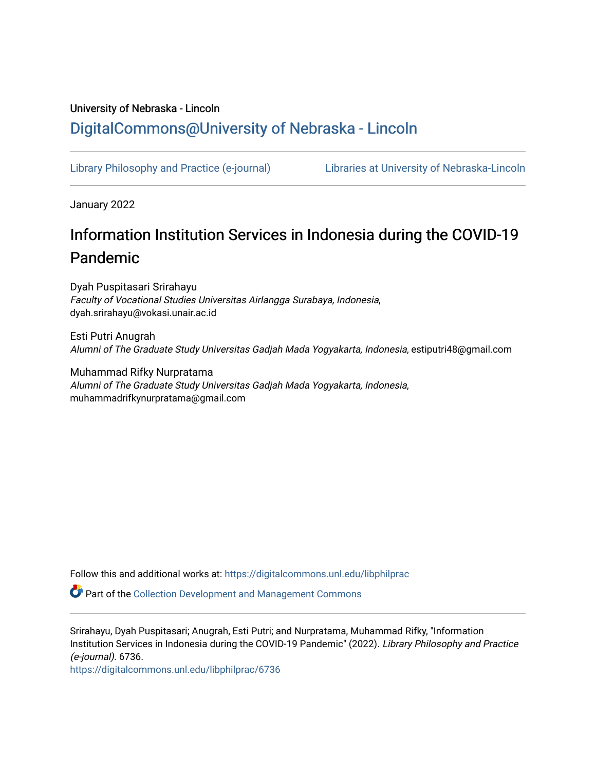University of Nebraska - Lincoln

## DigitalCommons@University of Nebraska - Lincoln

Library Philosophy and Practice (e-journal)

Libraries at University of Nebraska-Lincoln

January 2022

# Information Institution Services in Indonesia during the COVID-19 Pandemic

Dyah Puspitasari Srirahayu
*Faculty of Vocational Studies Universitas Airlangga Surabaya, Indonesia*, dyah.srirahayu@vokasi.unair.ac.id

Esti Putri Anugrah
*Alumni of The Graduate Study Universitas Gadjah Mada Yogyakarta, Indonesia*, estiputri48@gmail.com

Muhammad Rifky Nurpratama
*Alumni of The Graduate Study Universitas Gadjah Mada Yogyakarta, Indonesia*, muhammadrifkynurpratama@gmail.com

Follow this and additional works at: https://digitalcommons.unl.edu/libphilprac

Part of the Collection Development and Management Commons

Srirahayu, Dyah Puspitasari; Anugrah, Esti Putri; and Nurpratama, Muhammad Rifky, "Information Institution Services in Indonesia during the COVID-19 Pandemic" (2022). *Library Philosophy and Practice (e-journal)*. 6736.
https://digitalcommons.unl.edu/libphilprac/6736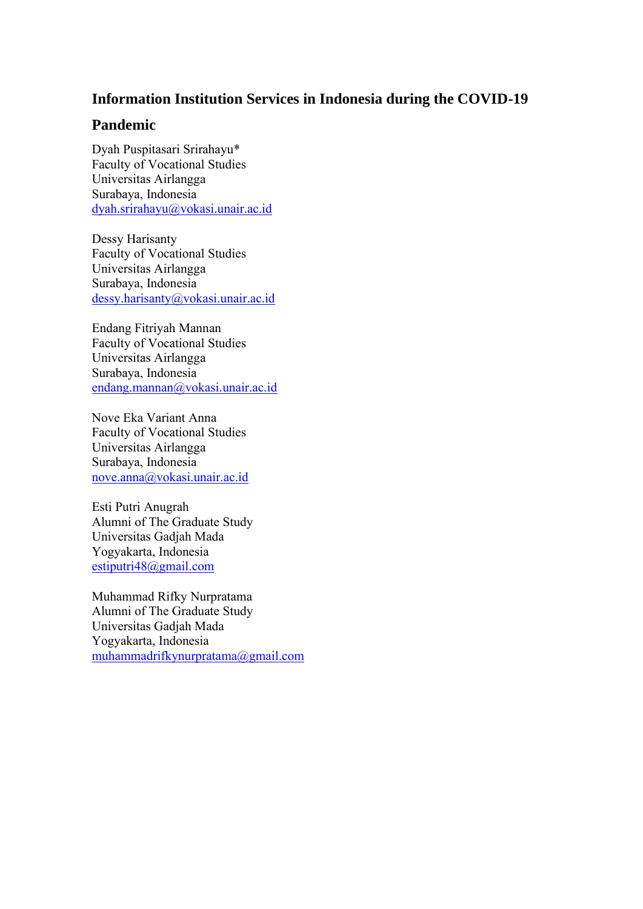# Information Institution Services in Indonesia during the COVID-19 Pandemic

Dyah Puspitasari Srirahayu*
Faculty of Vocational Studies
Universitas Airlangga
Surabaya, Indonesia
dyah.srirahayu@vokasi.unair.ac.id

Dessy Harisanty
Faculty of Vocational Studies
Universitas Airlangga
Surabaya, Indonesia
dessy.harisanty@vokasi.unair.ac.id

Endang Fitriyah Mannan
Faculty of Vocational Studies
Universitas Airlangga
Surabaya, Indonesia
endang.mannan@vokasi.unair.ac.id

Nove Eka Variant Anna
Faculty of Vocational Studies
Universitas Airlangga
Surabaya, Indonesia
nove.anna@vokasi.unair.ac.id

Esti Putri Anugrah
Alumni of The Graduate Study
Universitas Gadjah Mada
Yogyakarta, Indonesia
estiputri48@gmail.com

Muhammad Rifky Nurpratama
Alumni of The Graduate Study
Universitas Gadjah Mada
Yogyakarta, Indonesia
muhammadrifkynurpratama@gmail.com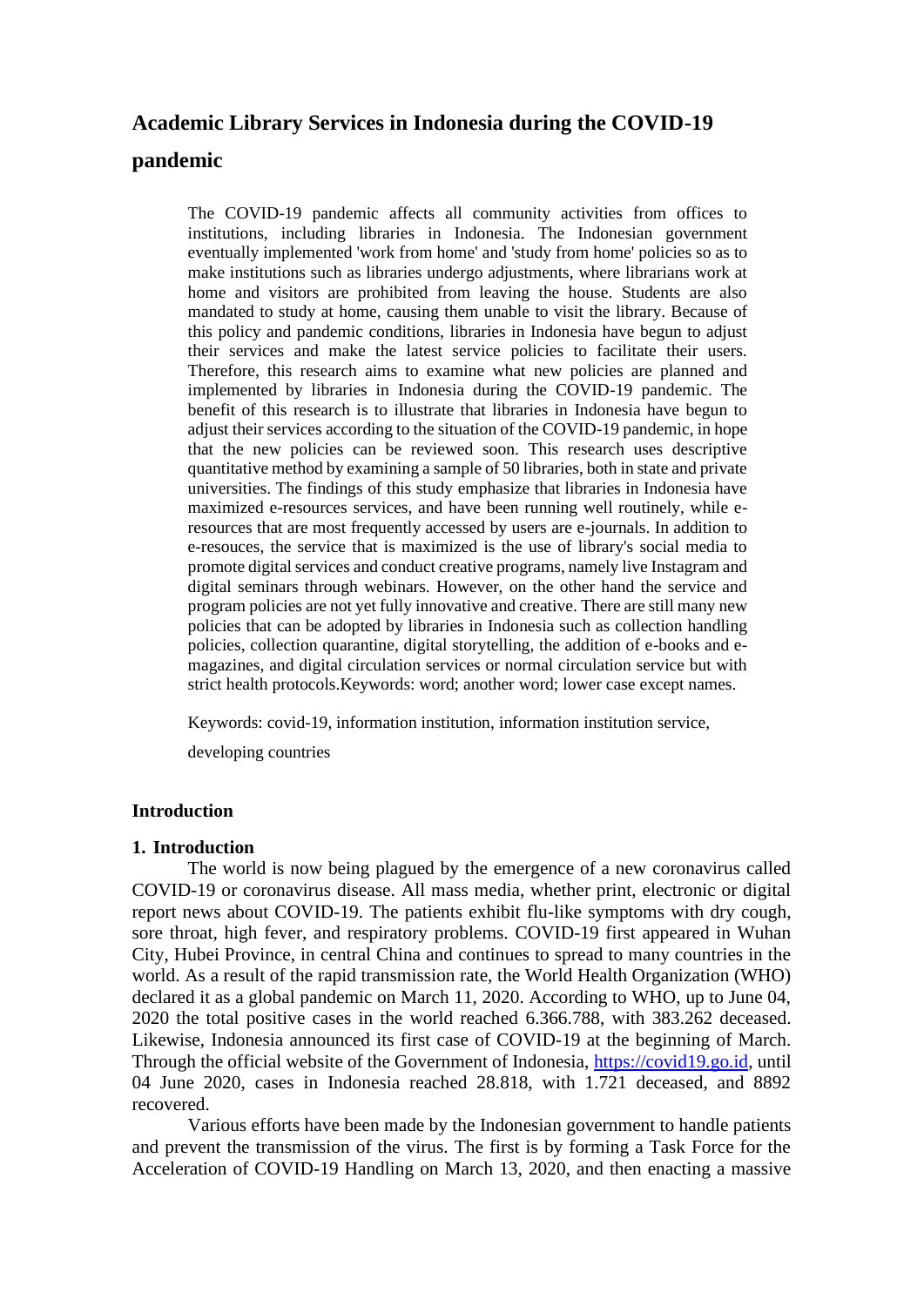# Academic Library Services in Indonesia during the COVID-19 pandemic

The COVID-19 pandemic affects all community activities from offices to institutions, including libraries in Indonesia. The Indonesian government eventually implemented 'work from home' and 'study from home' policies so as to make institutions such as libraries undergo adjustments, where librarians work at home and visitors are prohibited from leaving the house. Students are also mandated to study at home, causing them unable to visit the library. Because of this policy and pandemic conditions, libraries in Indonesia have begun to adjust their services and make the latest service policies to facilitate their users. Therefore, this research aims to examine what new policies are planned and implemented by libraries in Indonesia during the COVID-19 pandemic. The benefit of this research is to illustrate that libraries in Indonesia have begun to adjust their services according to the situation of the COVID-19 pandemic, in hope that the new policies can be reviewed soon. This research uses descriptive quantitative method by examining a sample of 50 libraries, both in state and private universities. The findings of this study emphasize that libraries in Indonesia have maximized e-resources services, and have been running well routinely, while e-resources that are most frequently accessed by users are e-journals. In addition to e-resouces, the service that is maximized is the use of library's social media to promote digital services and conduct creative programs, namely live Instagram and digital seminars through webinars. However, on the other hand the service and program policies are not yet fully innovative and creative. There are still many new policies that can be adopted by libraries in Indonesia such as collection handling policies, collection quarantine, digital storytelling, the addition of e-books and e-magazines, and digital circulation services or normal circulation service but with strict health protocols.Keywords: word; another word; lower case except names.

Keywords: covid-19, information institution, information institution service, developing countries

## Introduction

## 1. Introduction

The world is now being plagued by the emergence of a new coronavirus called COVID-19 or coronavirus disease. All mass media, whether print, electronic or digital report news about COVID-19. The patients exhibit flu-like symptoms with dry cough, sore throat, high fever, and respiratory problems. COVID-19 first appeared in Wuhan City, Hubei Province, in central China and continues to spread to many countries in the world. As a result of the rapid transmission rate, the World Health Organization (WHO) declared it as a global pandemic on March 11, 2020. According to WHO, up to June 04, 2020 the total positive cases in the world reached 6.366.788, with 383.262 deceased. Likewise, Indonesia announced its first case of COVID-19 at the beginning of March. Through the official website of the Government of Indonesia, [https://covid19.go.id](https://covid19.go.id), until 04 June 2020, cases in Indonesia reached 28.818, with 1.721 deceased, and 8892 recovered.

Various efforts have been made by the Indonesian government to handle patients and prevent the transmission of the virus. The first is by forming a Task Force for the Acceleration of COVID-19 Handling on March 13, 2020, and then enacting a massive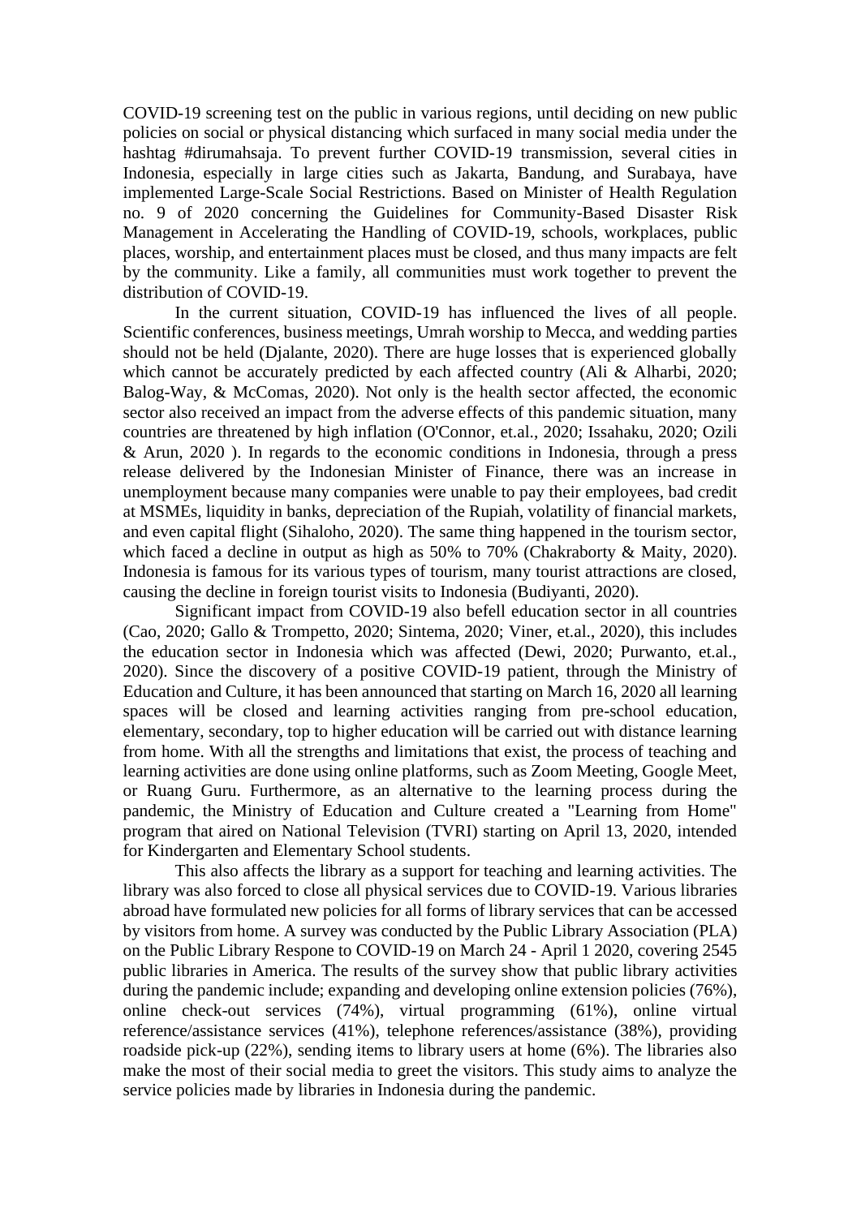COVID-19 screening test on the public in various regions, until deciding on new public policies on social or physical distancing which surfaced in many social media under the hashtag #dirumahsaja. To prevent further COVID-19 transmission, several cities in Indonesia, especially in large cities such as Jakarta, Bandung, and Surabaya, have implemented Large-Scale Social Restrictions. Based on Minister of Health Regulation no. 9 of 2020 concerning the Guidelines for Community-Based Disaster Risk Management in Accelerating the Handling of COVID-19, schools, workplaces, public places, worship, and entertainment places must be closed, and thus many impacts are felt by the community. Like a family, all communities must work together to prevent the distribution of COVID-19.

In the current situation, COVID-19 has influenced the lives of all people. Scientific conferences, business meetings, Umrah worship to Mecca, and wedding parties should not be held (Djalante, 2020). There are huge losses that is experienced globally which cannot be accurately predicted by each affected country (Ali & Alharbi, 2020; Balog-Way, & McComas, 2020). Not only is the health sector affected, the economic sector also received an impact from the adverse effects of this pandemic situation, many countries are threatened by high inflation (O'Connor, et.al., 2020; Issahaku, 2020; Ozili & Arun, 2020 ). In regards to the economic conditions in Indonesia, through a press release delivered by the Indonesian Minister of Finance, there was an increase in unemployment because many companies were unable to pay their employees, bad credit at MSMEs, liquidity in banks, depreciation of the Rupiah, volatility of financial markets, and even capital flight (Sihaloho, 2020). The same thing happened in the tourism sector, which faced a decline in output as high as 50% to 70% (Chakraborty & Maity, 2020). Indonesia is famous for its various types of tourism, many tourist attractions are closed, causing the decline in foreign tourist visits to Indonesia (Budiyanti, 2020).

Significant impact from COVID-19 also befell education sector in all countries (Cao, 2020; Gallo & Trompetto, 2020; Sintema, 2020; Viner, et.al., 2020), this includes the education sector in Indonesia which was affected (Dewi, 2020; Purwanto, et.al., 2020). Since the discovery of a positive COVID-19 patient, through the Ministry of Education and Culture, it has been announced that starting on March 16, 2020 all learning spaces will be closed and learning activities ranging from pre-school education, elementary, secondary, top to higher education will be carried out with distance learning from home. With all the strengths and limitations that exist, the process of teaching and learning activities are done using online platforms, such as Zoom Meeting, Google Meet, or Ruang Guru. Furthermore, as an alternative to the learning process during the pandemic, the Ministry of Education and Culture created a "Learning from Home" program that aired on National Television (TVRI) starting on April 13, 2020, intended for Kindergarten and Elementary School students.

This also affects the library as a support for teaching and learning activities. The library was also forced to close all physical services due to COVID-19. Various libraries abroad have formulated new policies for all forms of library services that can be accessed by visitors from home. A survey was conducted by the Public Library Association (PLA) on the Public Library Respone to COVID-19 on March 24 - April 1 2020, covering 2545 public libraries in America. The results of the survey show that public library activities during the pandemic include; expanding and developing online extension policies (76%), online check-out services (74%), virtual programming (61%), online virtual reference/assistance services (41%), telephone references/assistance (38%), providing roadside pick-up (22%), sending items to library users at home (6%). The libraries also make the most of their social media to greet the visitors. This study aims to analyze the service policies made by libraries in Indonesia during the pandemic.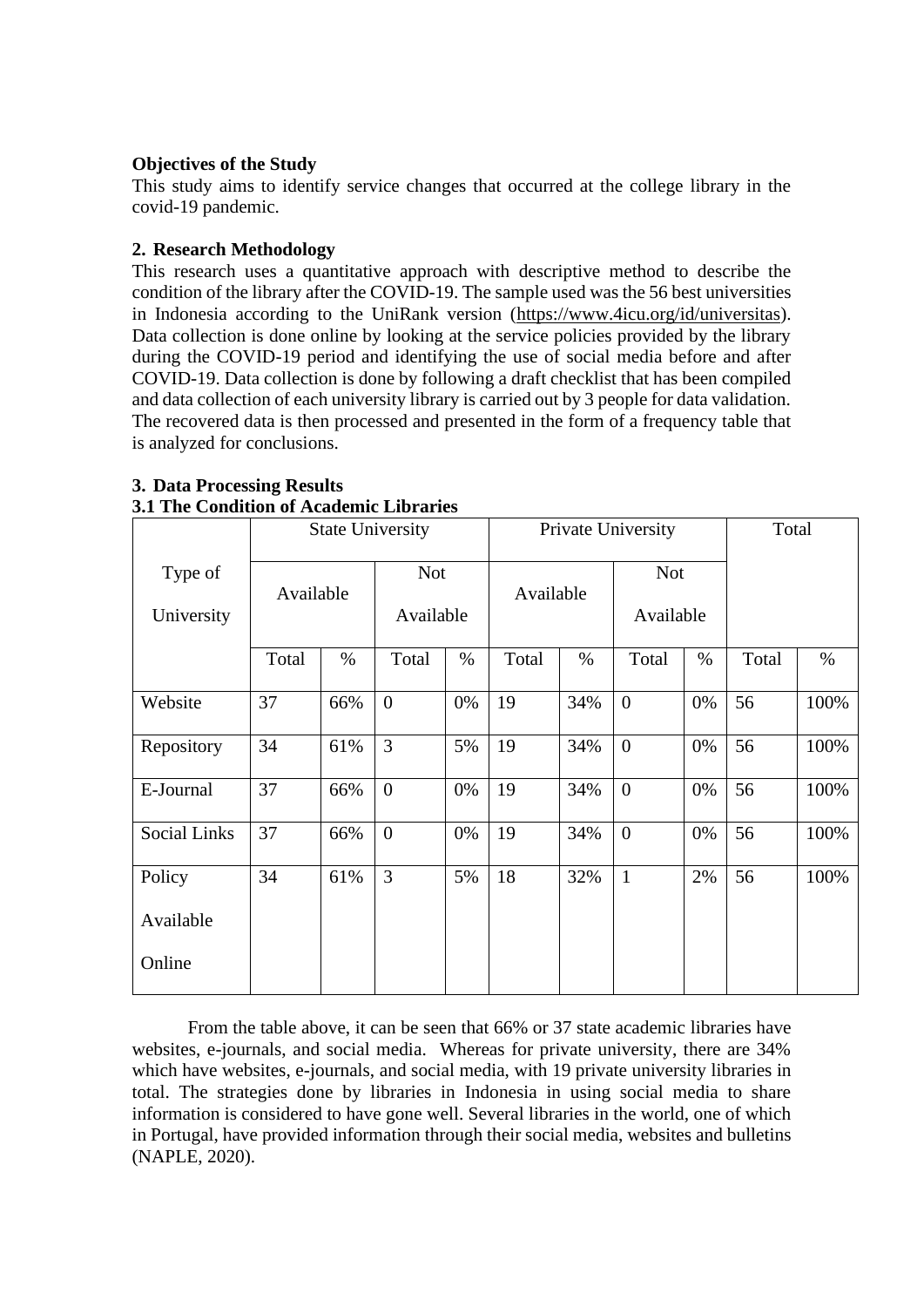**Objectives of the Study**

This study aims to identify service changes that occurred at the college library in the covid-19 pandemic.

## 2. Research Methodology

This research uses a quantitative approach with descriptive method to describe the condition of the library after the COVID-19. The sample used was the 56 best universities in Indonesia according to the UniRank version (https://www.4icu.org/id/universitas). Data collection is done online by looking at the service policies provided by the library during the COVID-19 period and identifying the use of social media before and after COVID-19. Data collection is done by following a draft checklist that has been compiled and data collection of each university library is carried out by 3 people for data validation. The recovered data is then processed and presented in the form of a frequency table that is analyzed for conclusions.

## 3. Data Processing Results

### 3.1 The Condition of Academic Libraries

| Type of University | State University | | | | Private University | | | | Total | |
|---|---|---|---|---|---|---|---|---|---|---|
| | Available | | Not Available | | Available | | Not Available | | | |
| | Total | % | Total | % | Total | % | Total | % | Total | % |
| Website | 37 | 66% | 0 | 0% | 19 | 34% | 0 | 0% | 56 | 100% |
| Repository | 34 | 61% | 3 | 5% | 19 | 34% | 0 | 0% | 56 | 100% |
| E-Journal | 37 | 66% | 0 | 0% | 19 | 34% | 0 | 0% | 56 | 100% |
| Social Links | 37 | 66% | 0 | 0% | 19 | 34% | 0 | 0% | 56 | 100% |
| Policy Available Online | 34 | 61% | 3 | 5% | 18 | 32% | 1 | 2% | 56 | 100% |

From the table above, it can be seen that 66% or 37 state academic libraries have websites, e-journals, and social media. Whereas for private university, there are 34% which have websites, e-journals, and social media, with 19 private university libraries in total. The strategies done by libraries in Indonesia in using social media to share information is considered to have gone well. Several libraries in the world, one of which in Portugal, have provided information through their social media, websites and bulletins (NAPLE, 2020).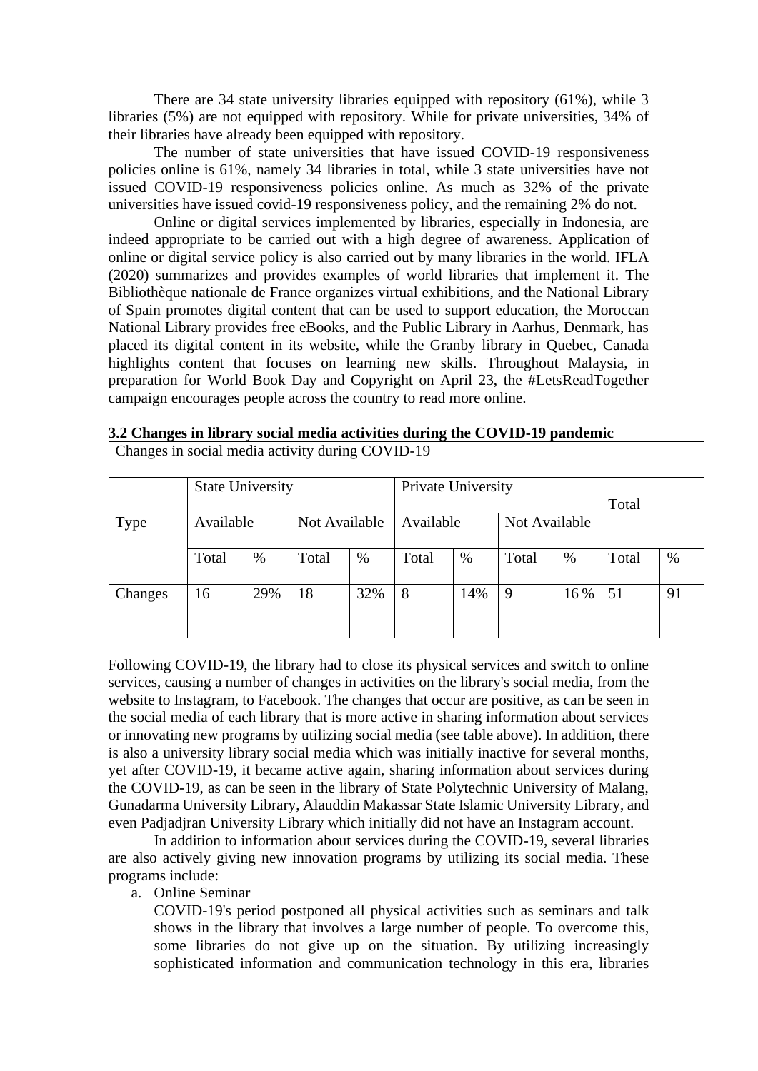There are 34 state university libraries equipped with repository (61%), while 3 libraries (5%) are not equipped with repository. While for private universities, 34% of their libraries have already been equipped with repository.

The number of state universities that have issued COVID-19 responsiveness policies online is 61%, namely 34 libraries in total, while 3 state universities have not issued COVID-19 responsiveness policies online. As much as 32% of the private universities have issued covid-19 responsiveness policy, and the remaining 2% do not.

Online or digital services implemented by libraries, especially in Indonesia, are indeed appropriate to be carried out with a high degree of awareness. Application of online or digital service policy is also carried out by many libraries in the world. IFLA (2020) summarizes and provides examples of world libraries that implement it. The Bibliothèque nationale de France organizes virtual exhibitions, and the National Library of Spain promotes digital content that can be used to support education, the Moroccan National Library provides free eBooks, and the Public Library in Aarhus, Denmark, has placed its digital content in its website, while the Granby library in Quebec, Canada highlights content that focuses on learning new skills. Throughout Malaysia, in preparation for World Book Day and Copyright on April 23, the #LetsReadTogether campaign encourages people across the country to read more online.

### 3.2 Changes in library social media activities during the COVID-19 pandemic

| Changes in social media activity during COVID-19 | | | | | | | | | | |
|---|---|---|---|---|---|---|---|---|---|---|
| Type | State University | | | | Private University | | | | Total | |
| | Available | | Not Available | | Available | | Not Available | | | |
| | Total | % | Total | % | Total | % | Total | % | Total | % |
| Changes | 16 | 29% | 18 | 32% | 8 | 14% | 9 | 16 % | 51 | 91 |

Following COVID-19, the library had to close its physical services and switch to online services, causing a number of changes in activities on the library's social media, from the website to Instagram, to Facebook. The changes that occur are positive, as can be seen in the social media of each library that is more active in sharing information about services or innovating new programs by utilizing social media (see table above). In addition, there is also a university library social media which was initially inactive for several months, yet after COVID-19, it became active again, sharing information about services during the COVID-19, as can be seen in the library of State Polytechnic University of Malang, Gunadarma University Library, Alauddin Makassar State Islamic University Library, and even Padjadjran University Library which initially did not have an Instagram account.

In addition to information about services during the COVID-19, several libraries are also actively giving new innovation programs by utilizing its social media. These programs include:

a. Online Seminar

COVID-19's period postponed all physical activities such as seminars and talk shows in the library that involves a large number of people. To overcome this, some libraries do not give up on the situation. By utilizing increasingly sophisticated information and communication technology in this era, libraries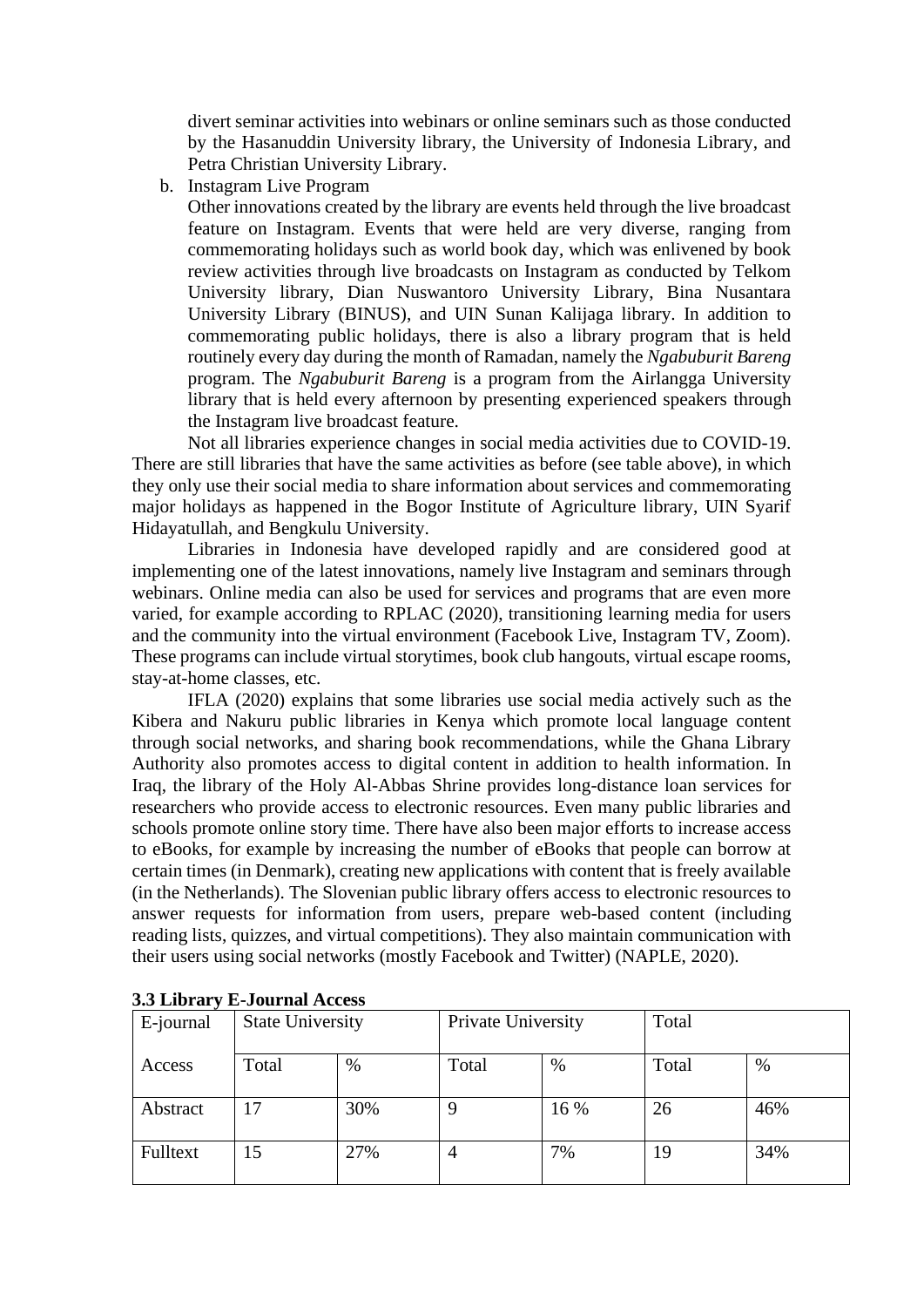divert seminar activities into webinars or online seminars such as those conducted by the Hasanuddin University library, the University of Indonesia Library, and Petra Christian University Library.

b. Instagram Live Program

   Other innovations created by the library are events held through the live broadcast feature on Instagram. Events that were held are very diverse, ranging from commemorating holidays such as world book day, which was enlivened by book review activities through live broadcasts on Instagram as conducted by Telkom University library, Dian Nuswantoro University Library, Bina Nusantara University Library (BINUS), and UIN Sunan Kalijaga library. In addition to commemorating public holidays, there is also a library program that is held routinely every day during the month of Ramadan, namely the *Ngabuburit Bareng* program. The *Ngabuburit Bareng* is a program from the Airlangga University library that is held every afternoon by presenting experienced speakers through the Instagram live broadcast feature.

Not all libraries experience changes in social media activities due to COVID-19. There are still libraries that have the same activities as before (see table above), in which they only use their social media to share information about services and commemorating major holidays as happened in the Bogor Institute of Agriculture library, UIN Syarif Hidayatullah, and Bengkulu University.

Libraries in Indonesia have developed rapidly and are considered good at implementing one of the latest innovations, namely live Instagram and seminars through webinars. Online media can also be used for services and programs that are even more varied, for example according to RPLAC (2020), transitioning learning media for users and the community into the virtual environment (Facebook Live, Instagram TV, Zoom). These programs can include virtual storytimes, book club hangouts, virtual escape rooms, stay-at-home classes, etc.

IFLA (2020) explains that some libraries use social media actively such as the Kibera and Nakuru public libraries in Kenya which promote local language content through social networks, and sharing book recommendations, while the Ghana Library Authority also promotes access to digital content in addition to health information. In Iraq, the library of the Holy Al-Abbas Shrine provides long-distance loan services for researchers who provide access to electronic resources. Even many public libraries and schools promote online story time. There have also been major efforts to increase access to eBooks, for example by increasing the number of eBooks that people can borrow at certain times (in Denmark), creating new applications with content that is freely available (in the Netherlands). The Slovenian public library offers access to electronic resources to answer requests for information from users, prepare web-based content (including reading lists, quizzes, and virtual competitions). They also maintain communication with their users using social networks (mostly Facebook and Twitter) (NAPLE, 2020).

### 3.3 Library E-Journal Access

| E-journal | State University | | Private University | | Total | |
|---|---|---|---|---|---|---|
| Access | Total | % | Total | % | Total | % |
| Abstract | 17 | 30% | 9 | 16 % | 26 | 46% |
| Fulltext | 15 | 27% | 4 | 7% | 19 | 34% |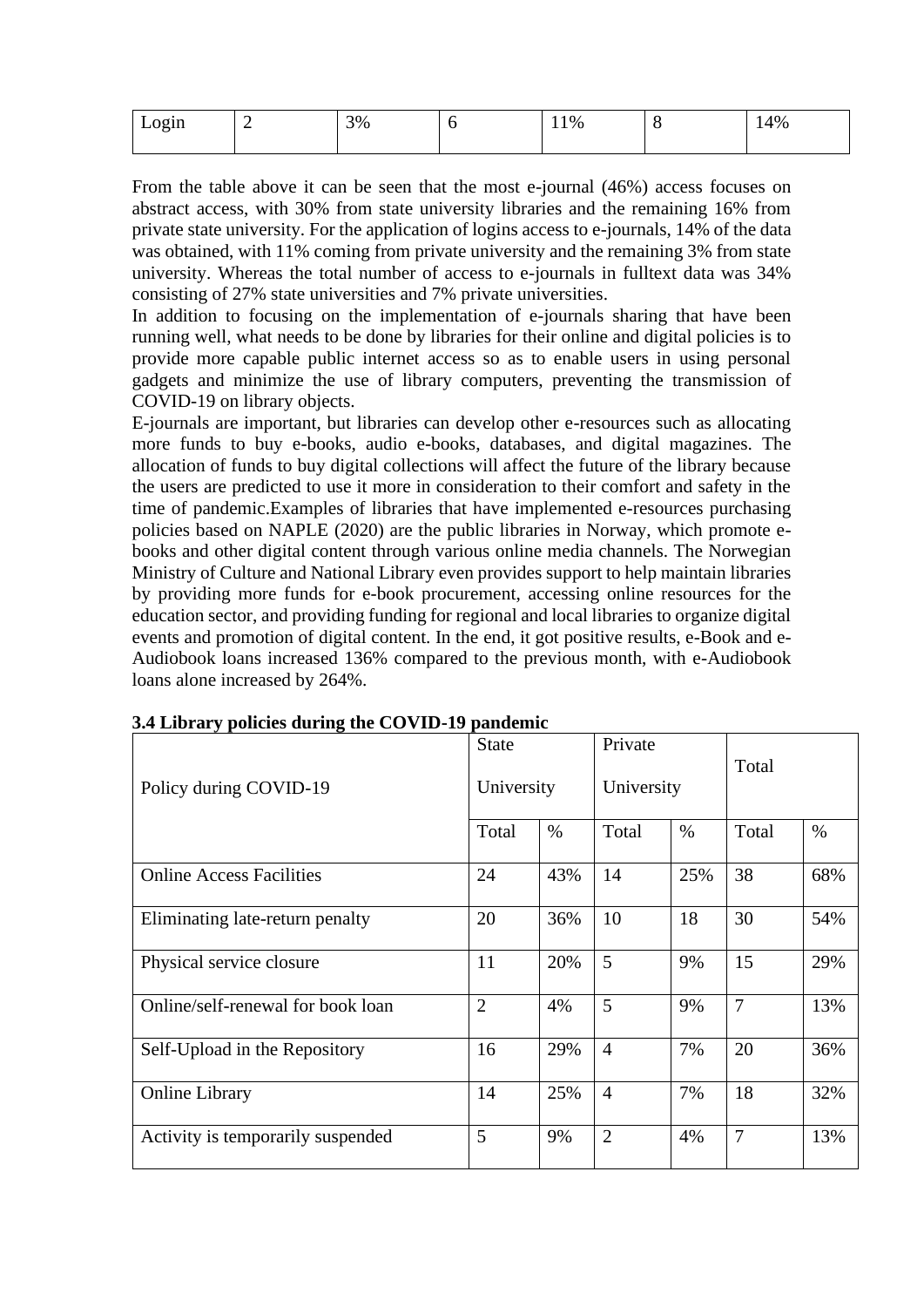| | | | | | | |
|---|---|---|---|---|---|---|
| Login | 2 | 3% | 6 | 11% | 8 | 14% |

From the table above it can be seen that the most e-journal (46%) access focuses on abstract access, with 30% from state university libraries and the remaining 16% from private state university. For the application of logins access to e-journals, 14% of the data was obtained, with 11% coming from private university and the remaining 3% from state university. Whereas the total number of access to e-journals in fulltext data was 34% consisting of 27% state universities and 7% private universities.

In addition to focusing on the implementation of e-journals sharing that have been running well, what needs to be done by libraries for their online and digital policies is to provide more capable public internet access so as to enable users in using personal gadgets and minimize the use of library computers, preventing the transmission of COVID-19 on library objects.

E-journals are important, but libraries can develop other e-resources such as allocating more funds to buy e-books, audio e-books, databases, and digital magazines. The allocation of funds to buy digital collections will affect the future of the library because the users are predicted to use it more in consideration to their comfort and safety in the time of pandemic.Examples of libraries that have implemented e-resources purchasing policies based on NAPLE (2020) are the public libraries in Norway, which promote e-books and other digital content through various online media channels. The Norwegian Ministry of Culture and National Library even provides support to help maintain libraries by providing more funds for e-book procurement, accessing online resources for the education sector, and providing funding for regional and local libraries to organize digital events and promotion of digital content. In the end, it got positive results, e-Book and e-Audiobook loans increased 136% compared to the previous month, with e-Audiobook loans alone increased by 264%.

### 3.4 Library policies during the COVID-19 pandemic

| Policy during COVID-19 | State University | | Private University | | Total | |
|---|---|---|---|---|---|---|
| | Total | % | Total | % | Total | % |
| Online Access Facilities | 24 | 43% | 14 | 25% | 38 | 68% |
| Eliminating late-return penalty | 20 | 36% | 10 | 18 | 30 | 54% |
| Physical service closure | 11 | 20% | 5 | 9% | 15 | 29% |
| Online/self-renewal for book loan | 2 | 4% | 5 | 9% | 7 | 13% |
| Self-Upload in the Repository | 16 | 29% | 4 | 7% | 20 | 36% |
| Online Library | 14 | 25% | 4 | 7% | 18 | 32% |
| Activity is temporarily suspended | 5 | 9% | 2 | 4% | 7 | 13% |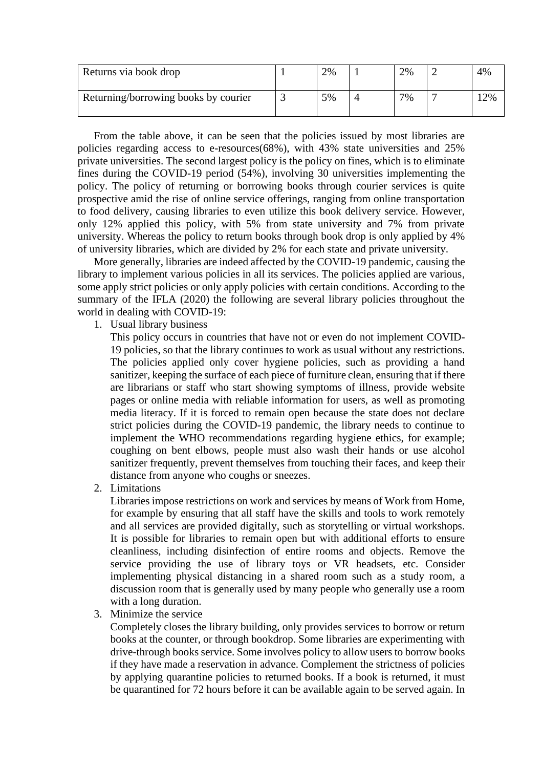| | | | | | | |
|---|---|---|---|---|---|---|
| Returns via book drop | 1 | 2% | 1 | 2% | 2 | 4% |
| Returning/borrowing books by courier | 3 | 5% | 4 | 7% | 7 | 12% |

From the table above, it can be seen that the policies issued by most libraries are policies regarding access to e-resources(68%), with 43% state universities and 25% private universities. The second largest policy is the policy on fines, which is to eliminate fines during the COVID-19 period (54%), involving 30 universities implementing the policy. The policy of returning or borrowing books through courier services is quite prospective amid the rise of online service offerings, ranging from online transportation to food delivery, causing libraries to even utilize this book delivery service. However, only 12% applied this policy, with 5% from state university and 7% from private university. Whereas the policy to return books through book drop is only applied by 4% of university libraries, which are divided by 2% for each state and private university.

More generally, libraries are indeed affected by the COVID-19 pandemic, causing the library to implement various policies in all its services. The policies applied are various, some apply strict policies or only apply policies with certain conditions. According to the summary of the IFLA (2020) the following are several library policies throughout the world in dealing with COVID-19:

1. Usual library business

   This policy occurs in countries that have not or even do not implement COVID-19 policies, so that the library continues to work as usual without any restrictions. The policies applied only cover hygiene policies, such as providing a hand sanitizer, keeping the surface of each piece of furniture clean, ensuring that if there are librarians or staff who start showing symptoms of illness, provide website pages or online media with reliable information for users, as well as promoting media literacy. If it is forced to remain open because the state does not declare strict policies during the COVID-19 pandemic, the library needs to continue to implement the WHO recommendations regarding hygiene ethics, for example; coughing on bent elbows, people must also wash their hands or use alcohol sanitizer frequently, prevent themselves from touching their faces, and keep their distance from anyone who coughs or sneezes.

2. Limitations

   Libraries impose restrictions on work and services by means of Work from Home, for example by ensuring that all staff have the skills and tools to work remotely and all services are provided digitally, such as storytelling or virtual workshops. It is possible for libraries to remain open but with additional efforts to ensure cleanliness, including disinfection of entire rooms and objects. Remove the service providing the use of library toys or VR headsets, etc. Consider implementing physical distancing in a shared room such as a study room, a discussion room that is generally used by many people who generally use a room with a long duration.

3. Minimize the service

   Completely closes the library building, only provides services to borrow or return books at the counter, or through bookdrop. Some libraries are experimenting with drive-through books service. Some involves policy to allow users to borrow books if they have made a reservation in advance. Complement the strictness of policies by applying quarantine policies to returned books. If a book is returned, it must be quarantined for 72 hours before it can be available again to be served again. In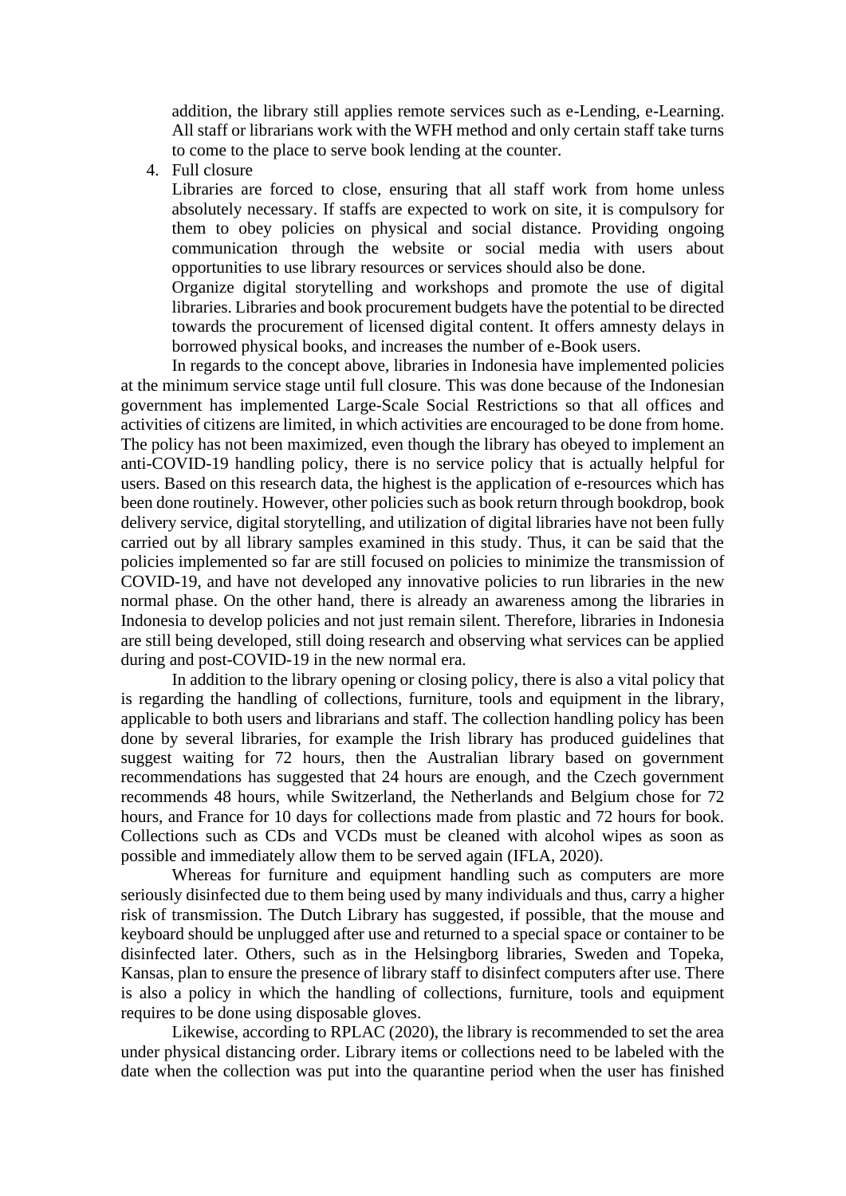addition, the library still applies remote services such as e-Lending, e-Learning. All staff or librarians work with the WFH method and only certain staff take turns to come to the place to serve book lending at the counter.

4. Full closure

   Libraries are forced to close, ensuring that all staff work from home unless absolutely necessary. If staffs are expected to work on site, it is compulsory for them to obey policies on physical and social distance. Providing ongoing communication through the website or social media with users about opportunities to use library resources or services should also be done.

   Organize digital storytelling and workshops and promote the use of digital libraries. Libraries and book procurement budgets have the potential to be directed towards the procurement of licensed digital content. It offers amnesty delays in borrowed physical books, and increases the number of e-Book users.

In regards to the concept above, libraries in Indonesia have implemented policies at the minimum service stage until full closure. This was done because of the Indonesian government has implemented Large-Scale Social Restrictions so that all offices and activities of citizens are limited, in which activities are encouraged to be done from home. The policy has not been maximized, even though the library has obeyed to implement an anti-COVID-19 handling policy, there is no service policy that is actually helpful for users. Based on this research data, the highest is the application of e-resources which has been done routinely. However, other policies such as book return through bookdrop, book delivery service, digital storytelling, and utilization of digital libraries have not been fully carried out by all library samples examined in this study. Thus, it can be said that the policies implemented so far are still focused on policies to minimize the transmission of COVID-19, and have not developed any innovative policies to run libraries in the new normal phase. On the other hand, there is already an awareness among the libraries in Indonesia to develop policies and not just remain silent. Therefore, libraries in Indonesia are still being developed, still doing research and observing what services can be applied during and post-COVID-19 in the new normal era.

In addition to the library opening or closing policy, there is also a vital policy that is regarding the handling of collections, furniture, tools and equipment in the library, applicable to both users and librarians and staff. The collection handling policy has been done by several libraries, for example the Irish library has produced guidelines that suggest waiting for 72 hours, then the Australian library based on government recommendations has suggested that 24 hours are enough, and the Czech government recommends 48 hours, while Switzerland, the Netherlands and Belgium chose for 72 hours, and France for 10 days for collections made from plastic and 72 hours for book. Collections such as CDs and VCDs must be cleaned with alcohol wipes as soon as possible and immediately allow them to be served again (IFLA, 2020).

Whereas for furniture and equipment handling such as computers are more seriously disinfected due to them being used by many individuals and thus, carry a higher risk of transmission. The Dutch Library has suggested, if possible, that the mouse and keyboard should be unplugged after use and returned to a special space or container to be disinfected later. Others, such as in the Helsingborg libraries, Sweden and Topeka, Kansas, plan to ensure the presence of library staff to disinfect computers after use. There is also a policy in which the handling of collections, furniture, tools and equipment requires to be done using disposable gloves.

Likewise, according to RPLAC (2020), the library is recommended to set the area under physical distancing order. Library items or collections need to be labeled with the date when the collection was put into the quarantine period when the user has finished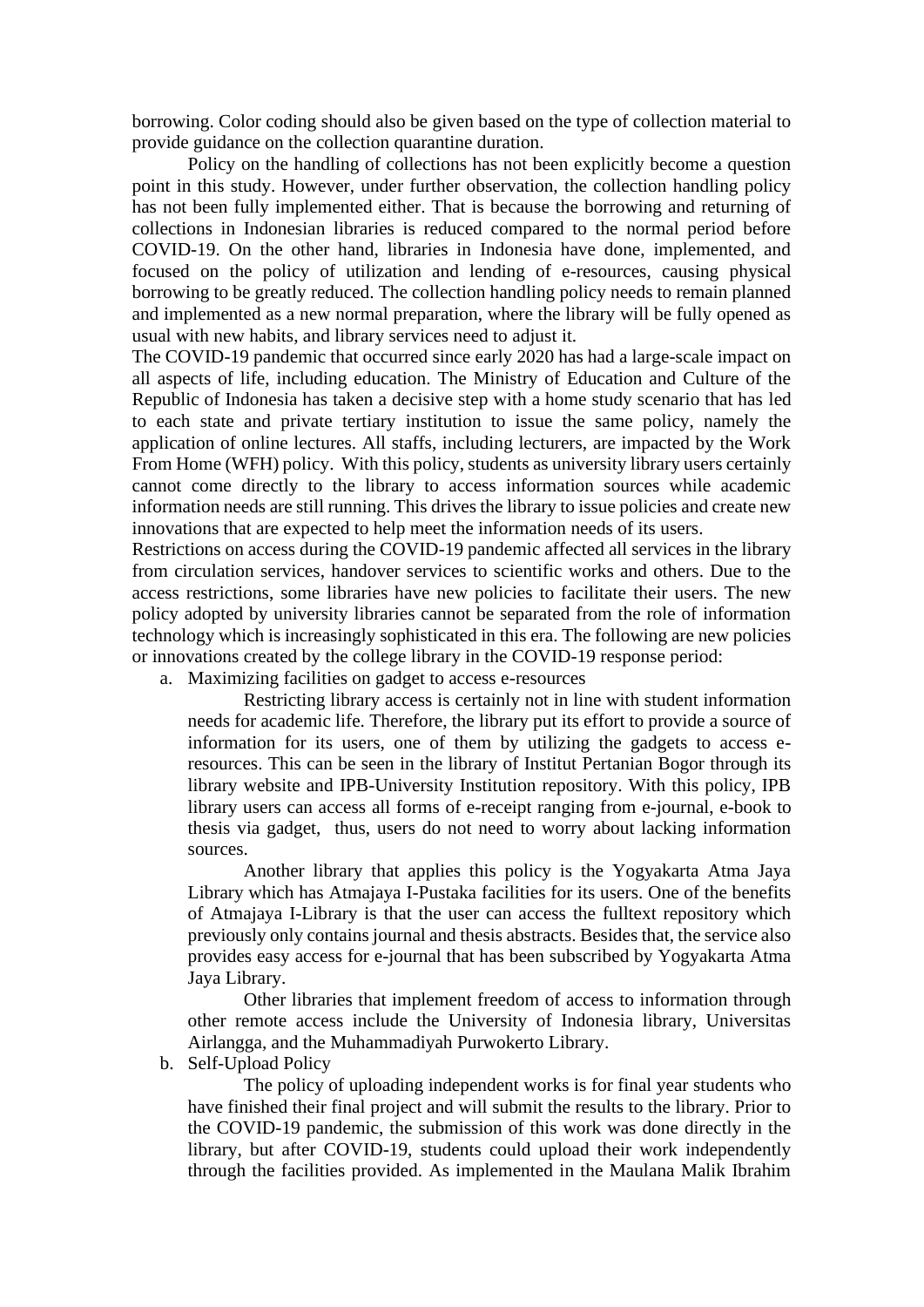borrowing. Color coding should also be given based on the type of collection material to provide guidance on the collection quarantine duration.

Policy on the handling of collections has not been explicitly become a question point in this study. However, under further observation, the collection handling policy has not been fully implemented either. That is because the borrowing and returning of collections in Indonesian libraries is reduced compared to the normal period before COVID-19. On the other hand, libraries in Indonesia have done, implemented, and focused on the policy of utilization and lending of e-resources, causing physical borrowing to be greatly reduced. The collection handling policy needs to remain planned and implemented as a new normal preparation, where the library will be fully opened as usual with new habits, and library services need to adjust it.

The COVID-19 pandemic that occurred since early 2020 has had a large-scale impact on all aspects of life, including education. The Ministry of Education and Culture of the Republic of Indonesia has taken a decisive step with a home study scenario that has led to each state and private tertiary institution to issue the same policy, namely the application of online lectures. All staffs, including lecturers, are impacted by the Work From Home (WFH) policy. With this policy, students as university library users certainly cannot come directly to the library to access information sources while academic information needs are still running. This drives the library to issue policies and create new innovations that are expected to help meet the information needs of its users.

Restrictions on access during the COVID-19 pandemic affected all services in the library from circulation services, handover services to scientific works and others. Due to the access restrictions, some libraries have new policies to facilitate their users. The new policy adopted by university libraries cannot be separated from the role of information technology which is increasingly sophisticated in this era. The following are new policies or innovations created by the college library in the COVID-19 response period:

a. Maximizing facilities on gadget to access e-resources

   Restricting library access is certainly not in line with student information needs for academic life. Therefore, the library put its effort to provide a source of information for its users, one of them by utilizing the gadgets to access e-resources. This can be seen in the library of Institut Pertanian Bogor through its library website and IPB-University Institution repository. With this policy, IPB library users can access all forms of e-receipt ranging from e-journal, e-book to thesis via gadget, thus, users do not need to worry about lacking information sources.

   Another library that applies this policy is the Yogyakarta Atma Jaya Library which has Atmajaya I-Pustaka facilities for its users. One of the benefits of Atmajaya I-Library is that the user can access the fulltext repository which previously only contains journal and thesis abstracts. Besides that, the service also provides easy access for e-journal that has been subscribed by Yogyakarta Atma Jaya Library.

   Other libraries that implement freedom of access to information through other remote access include the University of Indonesia library, Universitas Airlangga, and the Muhammadiyah Purwokerto Library.

b. Self-Upload Policy

   The policy of uploading independent works is for final year students who have finished their final project and will submit the results to the library. Prior to the COVID-19 pandemic, the submission of this work was done directly in the library, but after COVID-19, students could upload their work independently through the facilities provided. As implemented in the Maulana Malik Ibrahim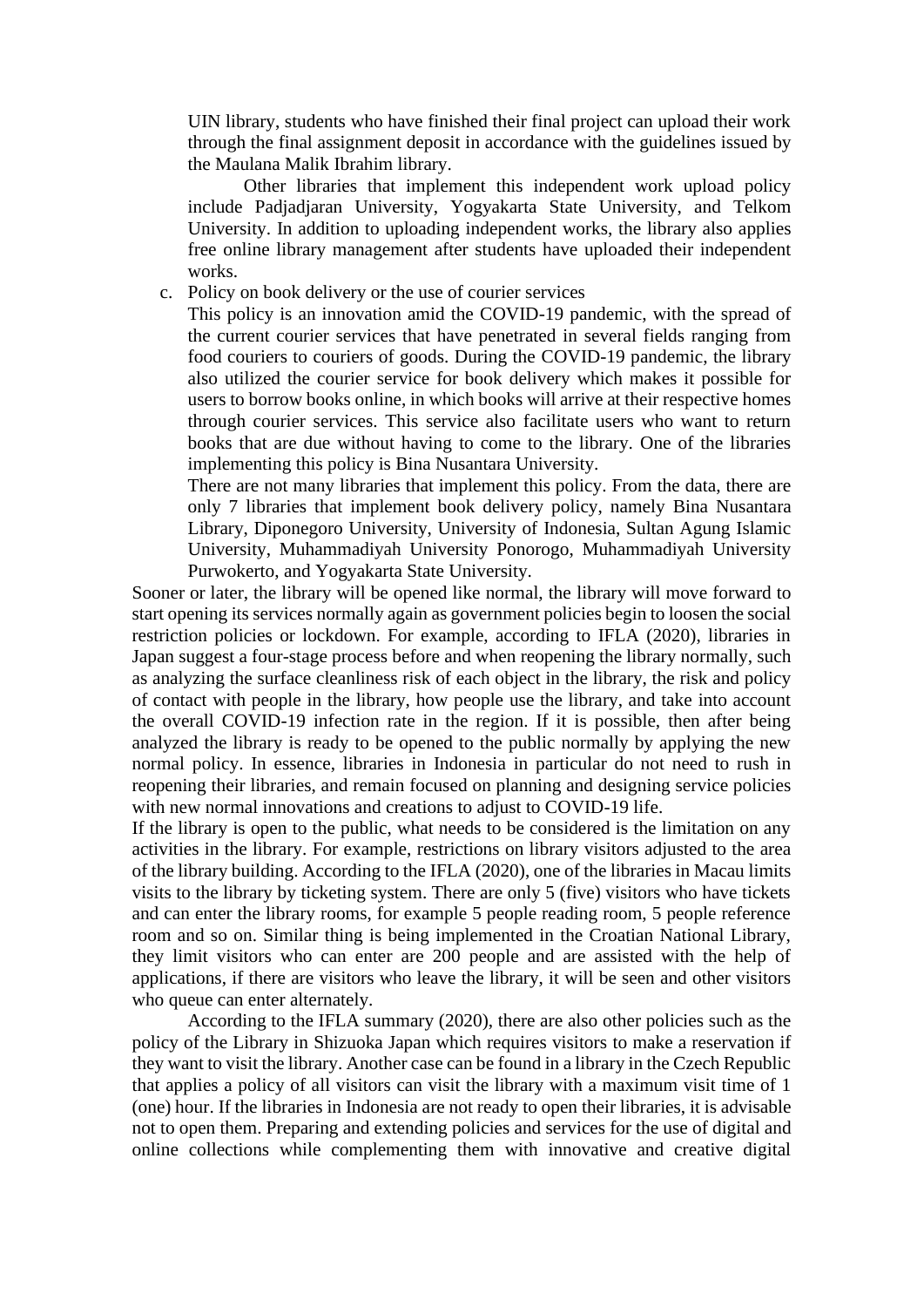UIN library, students who have finished their final project can upload their work through the final assignment deposit in accordance with the guidelines issued by the Maulana Malik Ibrahim library.

Other libraries that implement this independent work upload policy include Padjadjaran University, Yogyakarta State University, and Telkom University. In addition to uploading independent works, the library also applies free online library management after students have uploaded their independent works.

c. Policy on book delivery or the use of courier services

   This policy is an innovation amid the COVID-19 pandemic, with the spread of the current courier services that have penetrated in several fields ranging from food couriers to couriers of goods. During the COVID-19 pandemic, the library also utilized the courier service for book delivery which makes it possible for users to borrow books online, in which books will arrive at their respective homes through courier services. This service also facilitate users who want to return books that are due without having to come to the library. One of the libraries implementing this policy is Bina Nusantara University.

   There are not many libraries that implement this policy. From the data, there are only 7 libraries that implement book delivery policy, namely Bina Nusantara Library, Diponegoro University, University of Indonesia, Sultan Agung Islamic University, Muhammadiyah University Ponorogo, Muhammadiyah University Purwokerto, and Yogyakarta State University.

Sooner or later, the library will be opened like normal, the library will move forward to start opening its services normally again as government policies begin to loosen the social restriction policies or lockdown. For example, according to IFLA (2020), libraries in Japan suggest a four-stage process before and when reopening the library normally, such as analyzing the surface cleanliness risk of each object in the library, the risk and policy of contact with people in the library, how people use the library, and take into account the overall COVID-19 infection rate in the region. If it is possible, then after being analyzed the library is ready to be opened to the public normally by applying the new normal policy. In essence, libraries in Indonesia in particular do not need to rush in reopening their libraries, and remain focused on planning and designing service policies with new normal innovations and creations to adjust to COVID-19 life.

If the library is open to the public, what needs to be considered is the limitation on any activities in the library. For example, restrictions on library visitors adjusted to the area of the library building. According to the IFLA (2020), one of the libraries in Macau limits visits to the library by ticketing system. There are only 5 (five) visitors who have tickets and can enter the library rooms, for example 5 people reading room, 5 people reference room and so on. Similar thing is being implemented in the Croatian National Library, they limit visitors who can enter are 200 people and are assisted with the help of applications, if there are visitors who leave the library, it will be seen and other visitors who queue can enter alternately.

According to the IFLA summary (2020), there are also other policies such as the policy of the Library in Shizuoka Japan which requires visitors to make a reservation if they want to visit the library. Another case can be found in a library in the Czech Republic that applies a policy of all visitors can visit the library with a maximum visit time of 1 (one) hour. If the libraries in Indonesia are not ready to open their libraries, it is advisable not to open them. Preparing and extending policies and services for the use of digital and online collections while complementing them with innovative and creative digital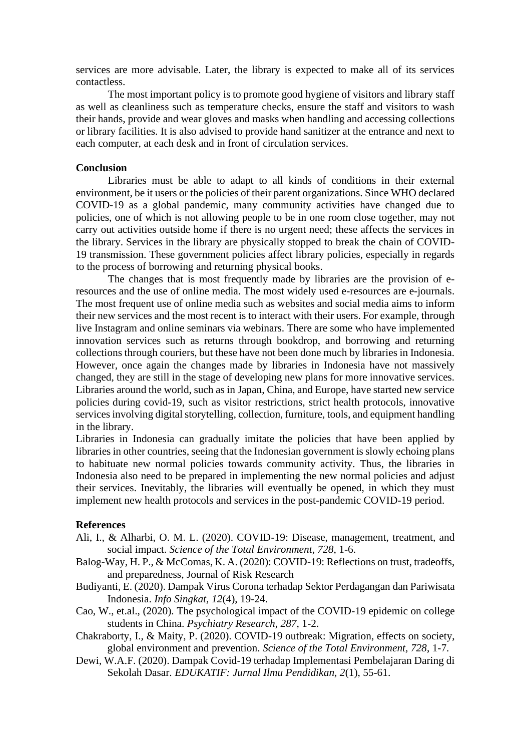services are more advisable. Later, the library is expected to make all of its services contactless.

The most important policy is to promote good hygiene of visitors and library staff as well as cleanliness such as temperature checks, ensure the staff and visitors to wash their hands, provide and wear gloves and masks when handling and accessing collections or library facilities. It is also advised to provide hand sanitizer at the entrance and next to each computer, at each desk and in front of circulation services.

## Conclusion

Libraries must be able to adapt to all kinds of conditions in their external environment, be it users or the policies of their parent organizations. Since WHO declared COVID-19 as a global pandemic, many community activities have changed due to policies, one of which is not allowing people to be in one room close together, may not carry out activities outside home if there is no urgent need; these affects the services in the library. Services in the library are physically stopped to break the chain of COVID-19 transmission. These government policies affect library policies, especially in regards to the process of borrowing and returning physical books.

The changes that is most frequently made by libraries are the provision of e-resources and the use of online media. The most widely used e-resources are e-journals. The most frequent use of online media such as websites and social media aims to inform their new services and the most recent is to interact with their users. For example, through live Instagram and online seminars via webinars. There are some who have implemented innovation services such as returns through bookdrop, and borrowing and returning collections through couriers, but these have not been done much by libraries in Indonesia. However, once again the changes made by libraries in Indonesia have not massively changed, they are still in the stage of developing new plans for more innovative services. Libraries around the world, such as in Japan, China, and Europe, have started new service policies during covid-19, such as visitor restrictions, strict health protocols, innovative services involving digital storytelling, collection, furniture, tools, and equipment handling in the library.

Libraries in Indonesia can gradually imitate the policies that have been applied by libraries in other countries, seeing that the Indonesian government is slowly echoing plans to habituate new normal policies towards community activity. Thus, the libraries in Indonesia also need to be prepared in implementing the new normal policies and adjust their services. Inevitably, the libraries will eventually be opened, in which they must implement new health protocols and services in the post-pandemic COVID-19 period.

## References

Ali, I., & Alharbi, O. M. L. (2020). COVID-19: Disease, management, treatment, and social impact. *Science of the Total Environment, 728*, 1-6.

Balog-Way, H. P., & McComas, K. A. (2020): COVID-19: Reflections on trust, tradeoffs, and preparedness, Journal of Risk Research

Budiyanti, E. (2020). Dampak Virus Corona terhadap Sektor Perdagangan dan Pariwisata Indonesia. *Info Singkat, 12*(4), 19-24.

Cao, W., et.al., (2020). The psychological impact of the COVID-19 epidemic on college students in China. *Psychiatry Research, 287*, 1-2.

Chakraborty, I., & Maity, P. (2020). COVID-19 outbreak: Migration, effects on society, global environment and prevention. *Science of the Total Environment, 728*, 1-7.

Dewi, W.A.F. (2020). Dampak Covid-19 terhadap Implementasi Pembelajaran Daring di Sekolah Dasar. *EDUKATIF: Jurnal Ilmu Pendidikan, 2*(1), 55-61.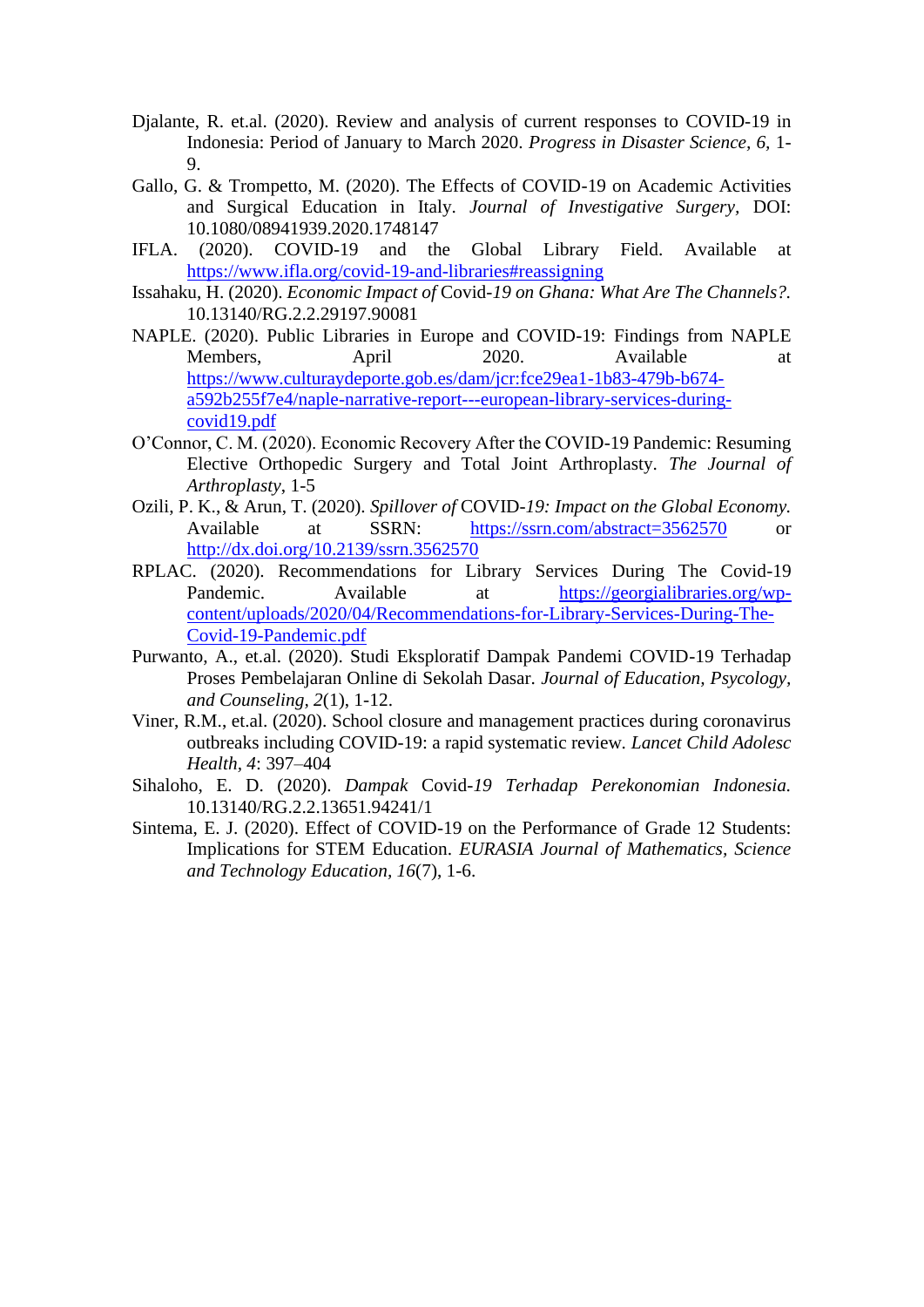Djalante, R. et.al. (2020). Review and analysis of current responses to COVID-19 in Indonesia: Period of January to March 2020. *Progress in Disaster Science, 6*, 1-9.

Gallo, G. & Trompetto, M. (2020). The Effects of COVID-19 on Academic Activities and Surgical Education in Italy. *Journal of Investigative Surgery*, DOI: 10.1080/08941939.2020.1748147

IFLA. (2020). COVID-19 and the Global Library Field. Available at https://www.ifla.org/covid-19-and-libraries#reassigning

Issahaku, H. (2020). *Economic Impact of* Covid-*19 on Ghana: What Are The Channels?.* 10.13140/RG.2.2.29197.90081

NAPLE. (2020). Public Libraries in Europe and COVID-19: Findings from NAPLE Members, April 2020. Available at https://www.culturaydeporte.gob.es/dam/jcr:fce29ea1-1b83-479b-b674-a592b255f7e4/naple-narrative-report---european-library-services-during-covid19.pdf

O'Connor, C. M. (2020). Economic Recovery After the COVID-19 Pandemic: Resuming Elective Orthopedic Surgery and Total Joint Arthroplasty. *The Journal of Arthroplasty*, 1-5

Ozili, P. K., & Arun, T. (2020). *Spillover of* COVID-*19: Impact on the Global Economy.* Available at SSRN: https://ssrn.com/abstract=3562570 or http://dx.doi.org/10.2139/ssrn.3562570

RPLAC. (2020). Recommendations for Library Services During The Covid-19 Pandemic. Available at https://georgialibraries.org/wp-content/uploads/2020/04/Recommendations-for-Library-Services-During-The-Covid-19-Pandemic.pdf

Purwanto, A., et.al. (2020). Studi Eksploratif Dampak Pandemi COVID-19 Terhadap Proses Pembelajaran Online di Sekolah Dasar. *Journal of Education, Psycology, and Counseling, 2*(1), 1-12.

Viner, R.M., et.al. (2020). School closure and management practices during coronavirus outbreaks including COVID-19: a rapid systematic review. *Lancet Child Adolesc Health, 4*: 397–404

Sihaloho, E. D. (2020). *Dampak* Covid-*19 Terhadap Perekonomian Indonesia.* 10.13140/RG.2.2.13651.94241/1

Sintema, E. J. (2020). Effect of COVID-19 on the Performance of Grade 12 Students: Implications for STEM Education. *EURASIA Journal of Mathematics, Science and Technology Education, 16*(7), 1-6.